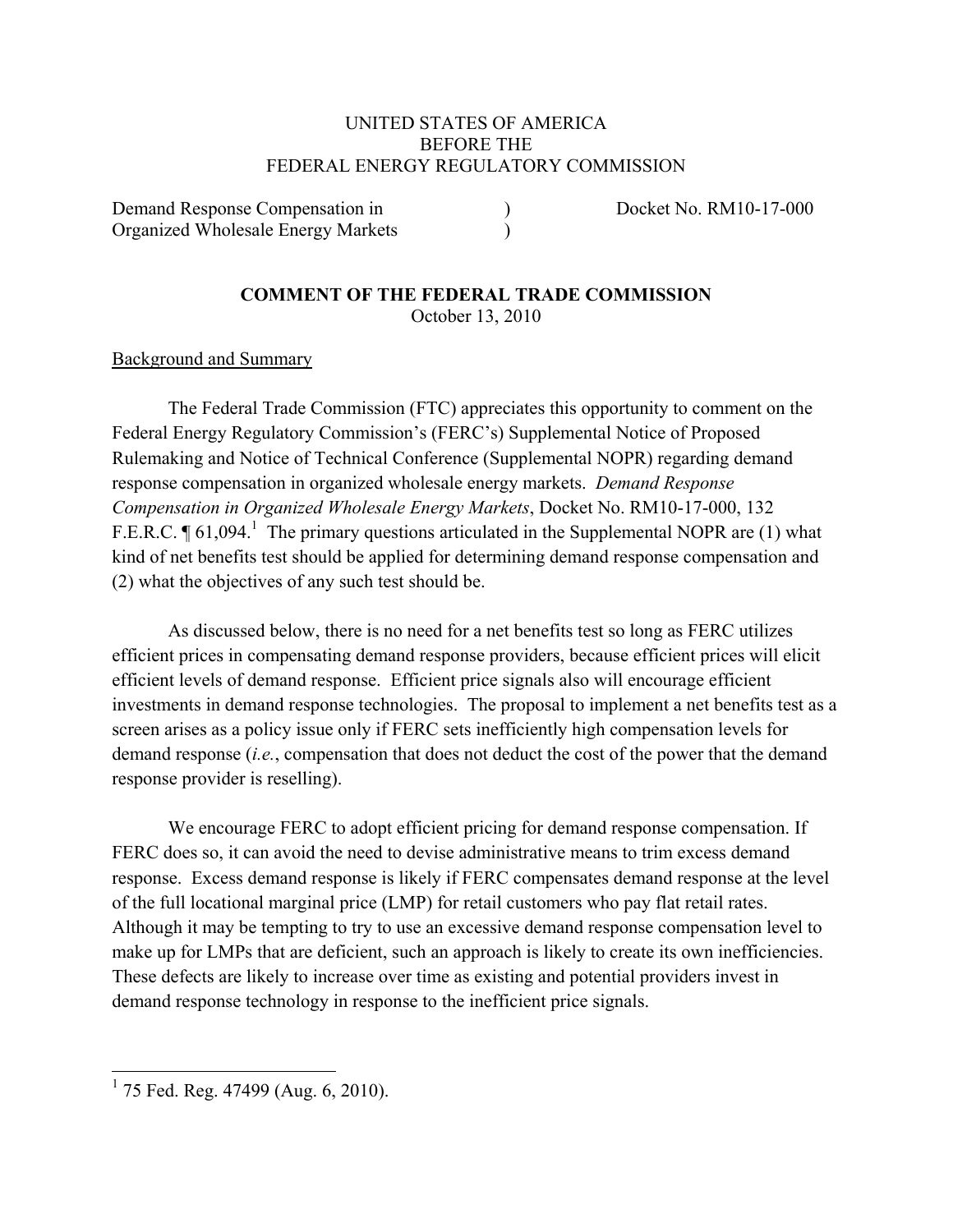UNITED STATES OF AMERICA
BEFORE THE
FEDERAL ENERGY REGULATORY COMMISSION

| | | |
|---|---|---|
| Demand Response Compensation in Organized Wholesale Energy Markets | ) ) | Docket No. RM10-17-000 |

**COMMENT OF THE FEDERAL TRADE COMMISSION**
October 13, 2010

Background and Summary

The Federal Trade Commission (FTC) appreciates this opportunity to comment on the Federal Energy Regulatory Commission's (FERC's) Supplemental Notice of Proposed Rulemaking and Notice of Technical Conference (Supplemental NOPR) regarding demand response compensation in organized wholesale energy markets. *Demand Response Compensation in Organized Wholesale Energy Markets*, Docket No. RM10-17-000, 132 F.E.R.C. ¶ 61,094.[1] The primary questions articulated in the Supplemental NOPR are (1) what kind of net benefits test should be applied for determining demand response compensation and (2) what the objectives of any such test should be.

As discussed below, there is no need for a net benefits test so long as FERC utilizes efficient prices in compensating demand response providers, because efficient prices will elicit efficient levels of demand response. Efficient price signals also will encourage efficient investments in demand response technologies. The proposal to implement a net benefits test as a screen arises as a policy issue only if FERC sets inefficiently high compensation levels for demand response (*i.e.*, compensation that does not deduct the cost of the power that the demand response provider is reselling).

We encourage FERC to adopt efficient pricing for demand response compensation. If FERC does so, it can avoid the need to devise administrative means to trim excess demand response. Excess demand response is likely if FERC compensates demand response at the level of the full locational marginal price (LMP) for retail customers who pay flat retail rates. Although it may be tempting to try to use an excessive demand response compensation level to make up for LMPs that are deficient, such an approach is likely to create its own inefficiencies. These defects are likely to increase over time as existing and potential providers invest in demand response technology in response to the inefficient price signals.

---

[1] 75 Fed. Reg. 47499 (Aug. 6, 2010).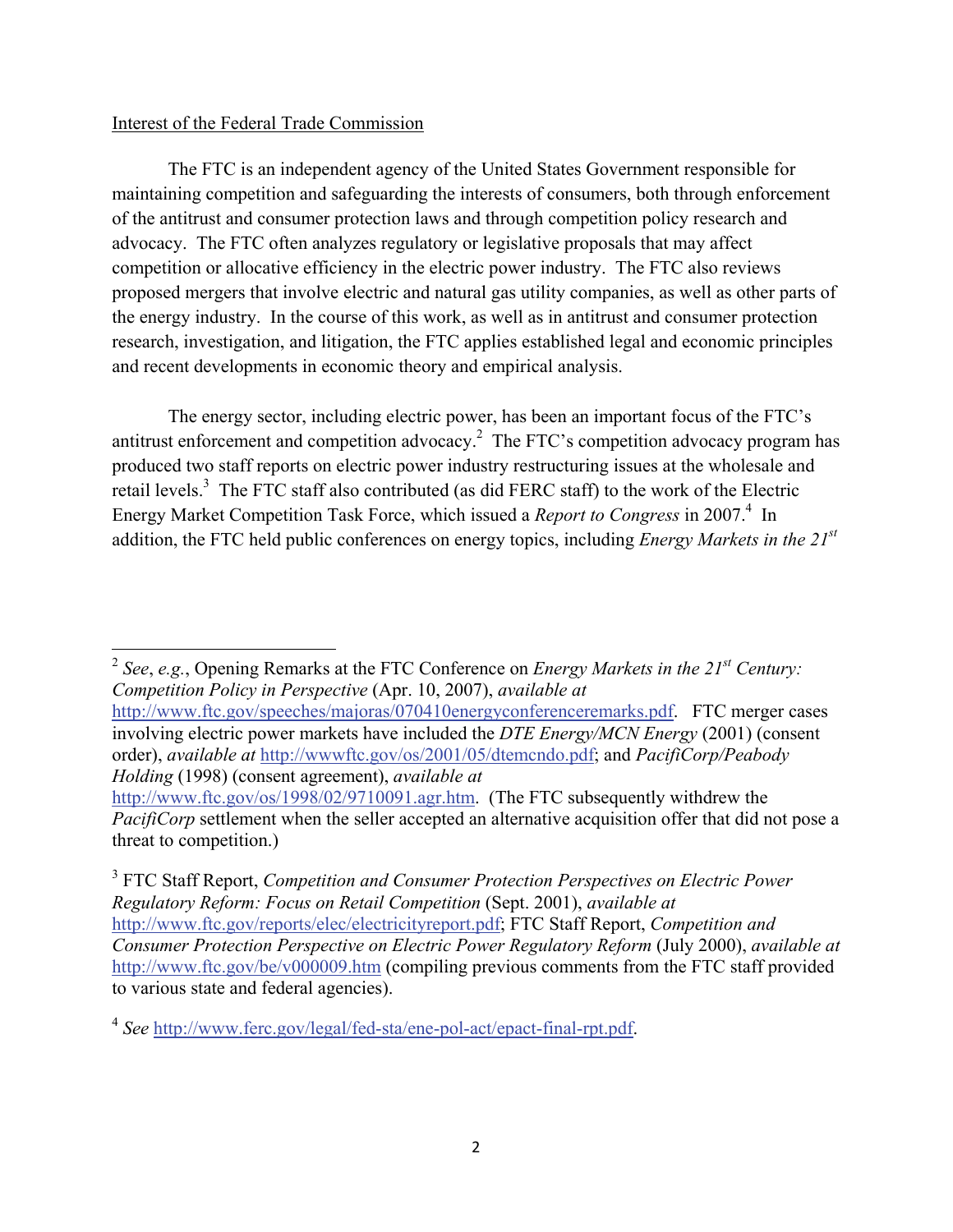Interest of the Federal Trade Commission

The FTC is an independent agency of the United States Government responsible for maintaining competition and safeguarding the interests of consumers, both through enforcement of the antitrust and consumer protection laws and through competition policy research and advocacy. The FTC often analyzes regulatory or legislative proposals that may affect competition or allocative efficiency in the electric power industry. The FTC also reviews proposed mergers that involve electric and natural gas utility companies, as well as other parts of the energy industry. In the course of this work, as well as in antitrust and consumer protection research, investigation, and litigation, the FTC applies established legal and economic principles and recent developments in economic theory and empirical analysis.

The energy sector, including electric power, has been an important focus of the FTC's antitrust enforcement and competition advocacy.[2] The FTC's competition advocacy program has produced two staff reports on electric power industry restructuring issues at the wholesale and retail levels.[3] The FTC staff also contributed (as did FERC staff) to the work of the Electric Energy Market Competition Task Force, which issued a *Report to Congress* in 2007.[4] In addition, the FTC held public conferences on energy topics, including *Energy Markets in the 21st*

---

[2] *See*, *e.g.*, Opening Remarks at the FTC Conference on *Energy Markets in the 21st Century: Competition Policy in Perspective* (Apr. 10, 2007), *available at* http://www.ftc.gov/speeches/majoras/070410energyconferenceremarks.pdf. FTC merger cases involving electric power markets have included the *DTE Energy/MCN Energy* (2001) (consent order), *available at* http://wwwftc.gov/os/2001/05/dtemcndo.pdf; and *PacifiCorp/Peabody Holding* (1998) (consent agreement), *available at* http://www.ftc.gov/os/1998/02/9710091.agr.htm. (The FTC subsequently withdrew the *PacifiCorp* settlement when the seller accepted an alternative acquisition offer that did not pose a threat to competition.)

[3] FTC Staff Report, *Competition and Consumer Protection Perspectives on Electric Power Regulatory Reform: Focus on Retail Competition* (Sept. 2001), *available at* http://www.ftc.gov/reports/elec/electricityreport.pdf; FTC Staff Report, *Competition and Consumer Protection Perspective on Electric Power Regulatory Reform* (July 2000), *available at* http://www.ftc.gov/be/v000009.htm (compiling previous comments from the FTC staff provided to various state and federal agencies).

[4] *See* http://www.ferc.gov/legal/fed-sta/ene-pol-act/epact-final-rpt.pdf.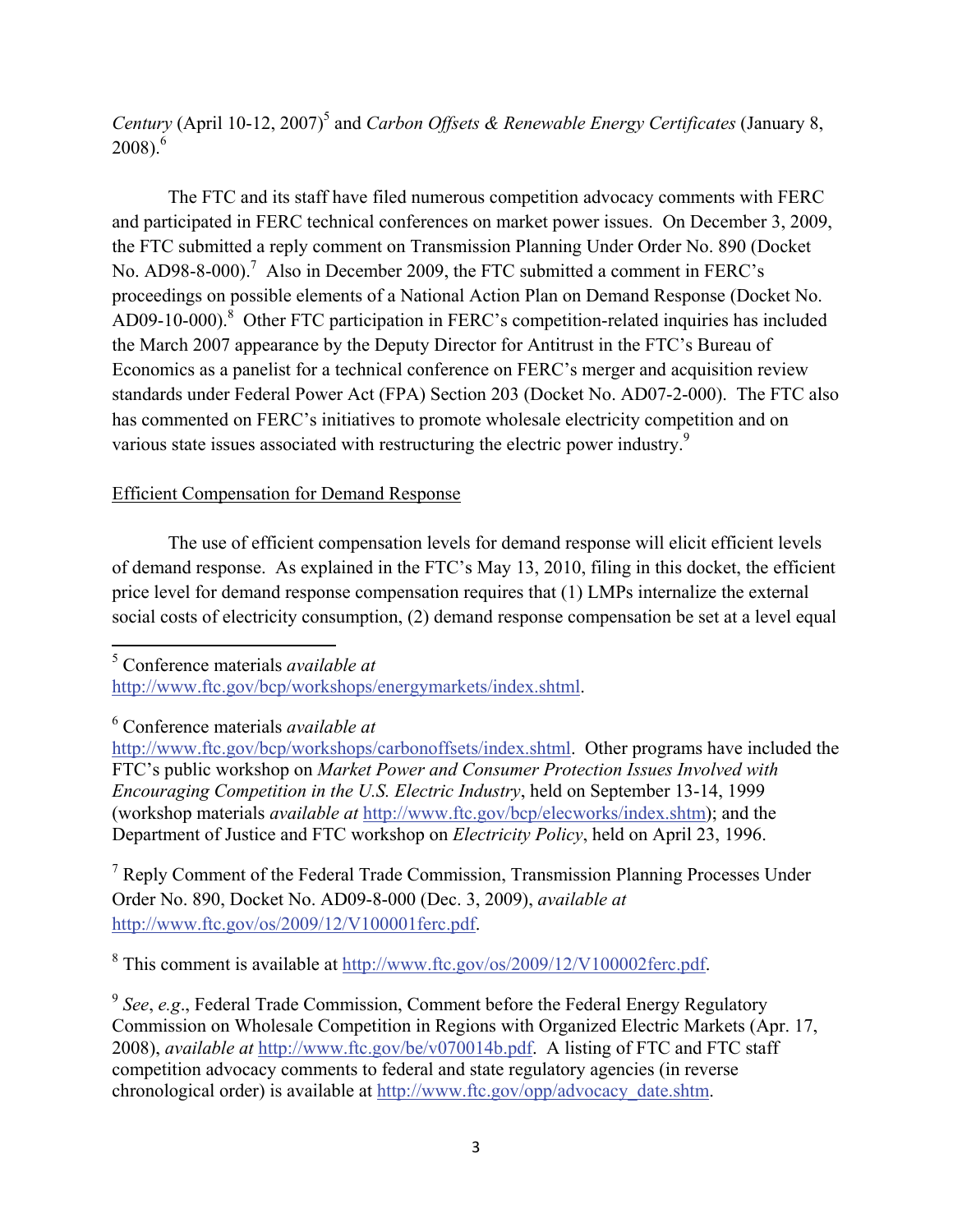*Century* (April 10-12, 2007)[5] and *Carbon Offsets & Renewable Energy Certificates* (January 8, 2008).[6]

The FTC and its staff have filed numerous competition advocacy comments with FERC and participated in FERC technical conferences on market power issues. On December 3, 2009, the FTC submitted a reply comment on Transmission Planning Under Order No. 890 (Docket No. AD98-8-000).[7] Also in December 2009, the FTC submitted a comment in FERC's proceedings on possible elements of a National Action Plan on Demand Response (Docket No. AD09-10-000).[8] Other FTC participation in FERC's competition-related inquiries has included the March 2007 appearance by the Deputy Director for Antitrust in the FTC's Bureau of Economics as a panelist for a technical conference on FERC's merger and acquisition review standards under Federal Power Act (FPA) Section 203 (Docket No. AD07-2-000). The FTC also has commented on FERC's initiatives to promote wholesale electricity competition and on various state issues associated with restructuring the electric power industry.[9]

<u>Efficient Compensation for Demand Response</u>

The use of efficient compensation levels for demand response will elicit efficient levels of demand response. As explained in the FTC's May 13, 2010, filing in this docket, the efficient price level for demand response compensation requires that (1) LMPs internalize the external social costs of electricity consumption, (2) demand response compensation be set at a level equal

---

[5] Conference materials *available at* http://www.ftc.gov/bcp/workshops/energymarkets/index.shtml.

[6] Conference materials *available at* http://www.ftc.gov/bcp/workshops/carbonoffsets/index.shtml. Other programs have included the FTC's public workshop on *Market Power and Consumer Protection Issues Involved with Encouraging Competition in the U.S. Electric Industry*, held on September 13-14, 1999 (workshop materials *available at* http://www.ftc.gov/bcp/elecworks/index.shtm); and the Department of Justice and FTC workshop on *Electricity Policy*, held on April 23, 1996.

[7] Reply Comment of the Federal Trade Commission, Transmission Planning Processes Under Order No. 890, Docket No. AD09-8-000 (Dec. 3, 2009), *available at* http://www.ftc.gov/os/2009/12/V100001ferc.pdf.

[8] This comment is available at http://www.ftc.gov/os/2009/12/V100002ferc.pdf.

[9] *See*, *e.g*., Federal Trade Commission, Comment before the Federal Energy Regulatory Commission on Wholesale Competition in Regions with Organized Electric Markets (Apr. 17, 2008), *available at* http://www.ftc.gov/be/v070014b.pdf. A listing of FTC and FTC staff competition advocacy comments to federal and state regulatory agencies (in reverse chronological order) is available at http://www.ftc.gov/opp/advocacy_date.shtm.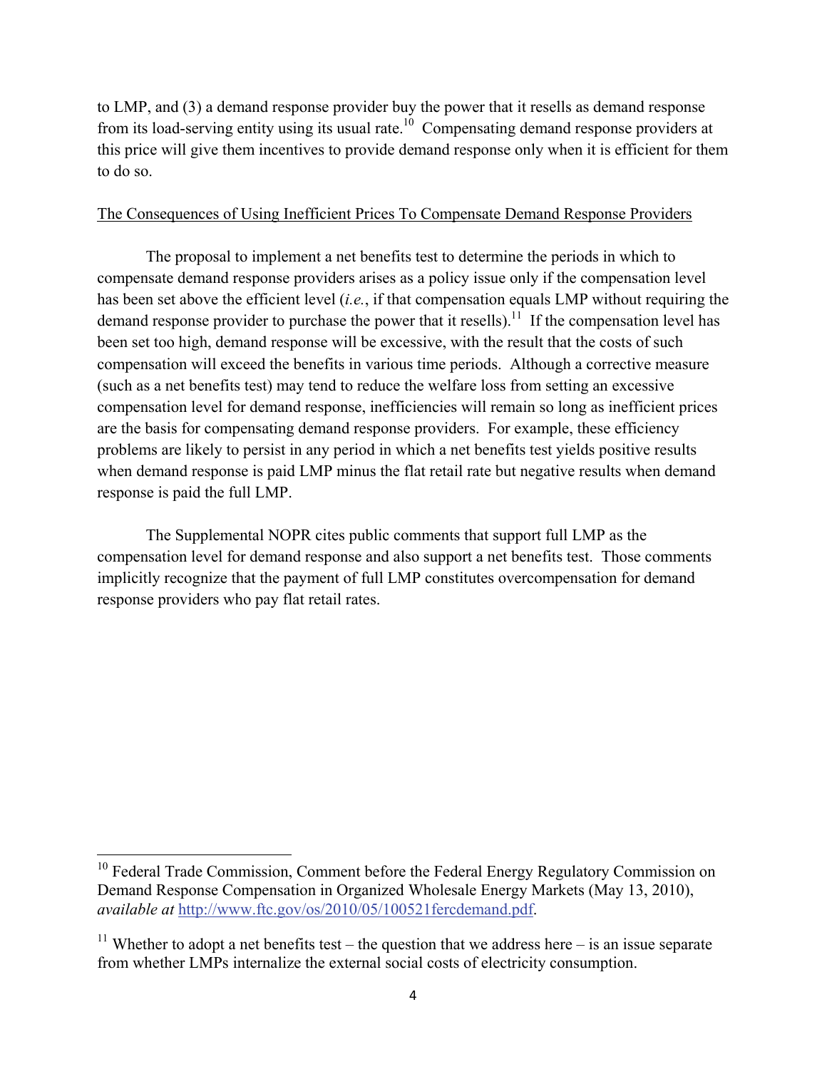to LMP, and (3) a demand response provider buy the power that it resells as demand response from its load-serving entity using its usual rate.[10] Compensating demand response providers at this price will give them incentives to provide demand response only when it is efficient for them to do so.

The Consequences of Using Inefficient Prices To Compensate Demand Response Providers

The proposal to implement a net benefits test to determine the periods in which to compensate demand response providers arises as a policy issue only if the compensation level has been set above the efficient level (*i.e.*, if that compensation equals LMP without requiring the demand response provider to purchase the power that it resells).[11] If the compensation level has been set too high, demand response will be excessive, with the result that the costs of such compensation will exceed the benefits in various time periods. Although a corrective measure (such as a net benefits test) may tend to reduce the welfare loss from setting an excessive compensation level for demand response, inefficiencies will remain so long as inefficient prices are the basis for compensating demand response providers. For example, these efficiency problems are likely to persist in any period in which a net benefits test yields positive results when demand response is paid LMP minus the flat retail rate but negative results when demand response is paid the full LMP.

The Supplemental NOPR cites public comments that support full LMP as the compensation level for demand response and also support a net benefits test. Those comments implicitly recognize that the payment of full LMP constitutes overcompensation for demand response providers who pay flat retail rates.

---

[10] Federal Trade Commission, Comment before the Federal Energy Regulatory Commission on Demand Response Compensation in Organized Wholesale Energy Markets (May 13, 2010), *available at* http://www.ftc.gov/os/2010/05/100521fercdemand.pdf.

[11] Whether to adopt a net benefits test – the question that we address here – is an issue separate from whether LMPs internalize the external social costs of electricity consumption.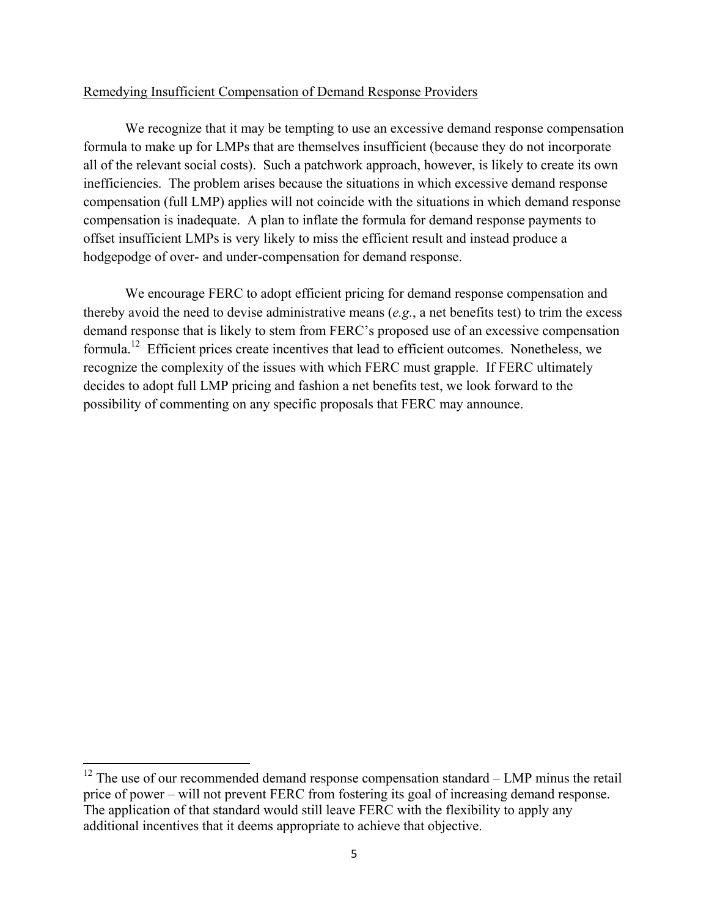Remedying Insufficient Compensation of Demand Response Providers

We recognize that it may be tempting to use an excessive demand response compensation formula to make up for LMPs that are themselves insufficient (because they do not incorporate all of the relevant social costs). Such a patchwork approach, however, is likely to create its own inefficiencies. The problem arises because the situations in which excessive demand response compensation (full LMP) applies will not coincide with the situations in which demand response compensation is inadequate. A plan to inflate the formula for demand response payments to offset insufficient LMPs is very likely to miss the efficient result and instead produce a hodgepodge of over- and under-compensation for demand response.

We encourage FERC to adopt efficient pricing for demand response compensation and thereby avoid the need to devise administrative means (*e.g.*, a net benefits test) to trim the excess demand response that is likely to stem from FERC's proposed use of an excessive compensation formula.[12] Efficient prices create incentives that lead to efficient outcomes. Nonetheless, we recognize the complexity of the issues with which FERC must grapple. If FERC ultimately decides to adopt full LMP pricing and fashion a net benefits test, we look forward to the possibility of commenting on any specific proposals that FERC may announce.

---

[12] The use of our recommended demand response compensation standard – LMP minus the retail price of power – will not prevent FERC from fostering its goal of increasing demand response. The application of that standard would still leave FERC with the flexibility to apply any additional incentives that it deems appropriate to achieve that objective.